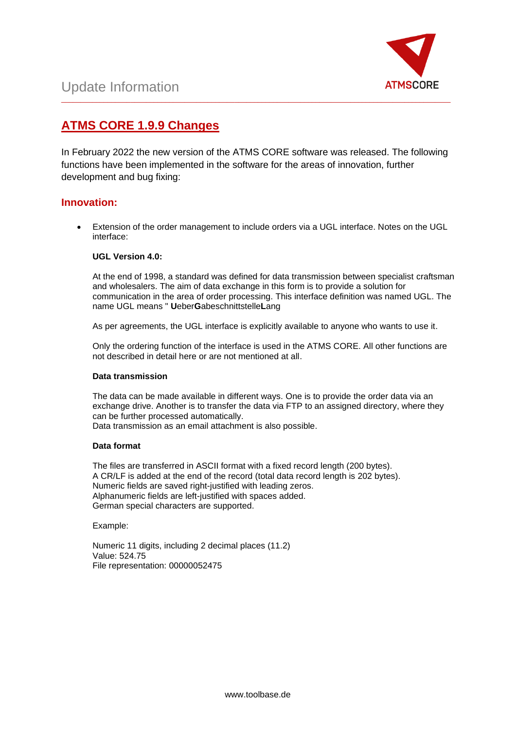Update Information

# ATMS CORE 1.9.9 Changes

In February 2022 the new version of the ATMS CORE software was released. The following functions have been implemented in the software for the areas of innovation, further development and bug fixing:

## Innovation:

- Extension of the order management to include orders via a UGL interface. Notes on the UGL interface:

  **UGL Version 4.0:**

  At the end of 1998, a standard was defined for data transmission between specialist craftsman and wholesalers. The aim of data exchange in this form is to provide a solution for communication in the area of order processing. This interface definition was named UGL. The name UGL means " **U**eber**G**abeschnittstelle**L**ang

  As per agreements, the UGL interface is explicitly available to anyone who wants to use it.

  Only the ordering function of the interface is used in the ATMS CORE. All other functions are not described in detail here or are not mentioned at all.

  **Data transmission**

  The data can be made available in different ways. One is to provide the order data via an exchange drive. Another is to transfer the data via FTP to an assigned directory, where they can be further processed automatically.
  Data transmission as an email attachment is also possible.

  **Data format**

  The files are transferred in ASCII format with a fixed record length (200 bytes).
  A CR/LF is added at the end of the record (total data record length is 202 bytes).
  Numeric fields are saved right-justified with leading zeros.
  Alphanumeric fields are left-justified with spaces added.
  German special characters are supported.

  Example:

  Numeric 11 digits, including 2 decimal places (11.2)
  Value: 524.75
  File representation: 00000052475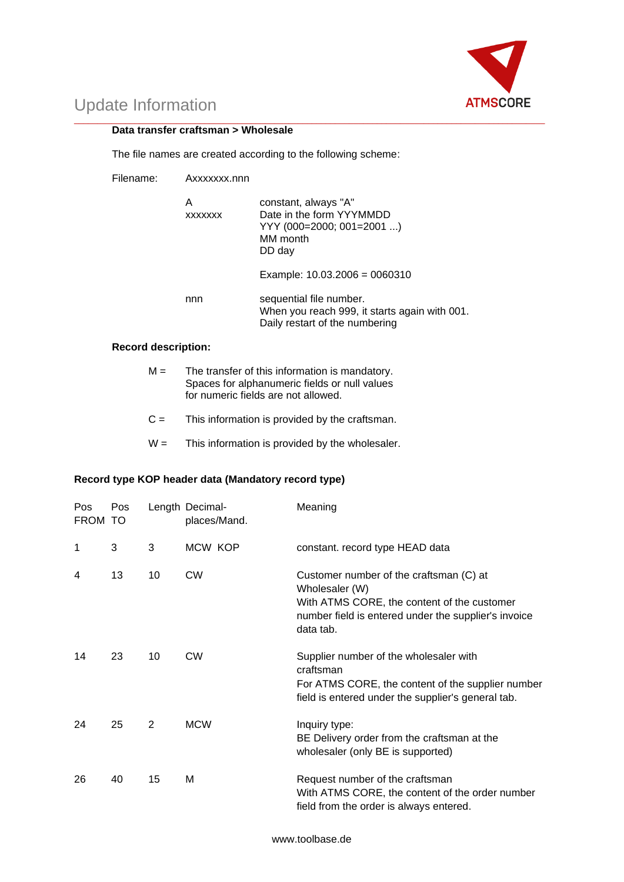# Update Information

**Data transfer craftsman > Wholesale**

The file names are created according to the following scheme:

Filename: Axxxxxxx.nnn

| | |
|---|---|
| A | constant, always "A" |
| xxxxxxx | Date in the form YYYMMDD<br>YYY (000=2000; 001=2001 ...)<br>MM month<br>DD day<br><br>Example: 10.03.2006 = 0060310 |
| nnn | sequential file number.<br>When you reach 999, it starts again with 001.<br>Daily restart of the numbering |

**Record description:**

M = The transfer of this information is mandatory. Spaces for alphanumeric fields or null values for numeric fields are not allowed.

C = This information is provided by the craftsman.

W = This information is provided by the wholesaler.

**Record type KOP header data (Mandatory record type)**

| Pos FROM | Pos TO | Length | Decimal-places/Mand. | Meaning |
|---|---|---|---|---|
| 1 | 3 | 3 | MCW KOP | constant. record type HEAD data |
| 4 | 13 | 10 | CW | Customer number of the craftsman (C) at Wholesaler (W)<br>With ATMS CORE, the content of the customer number field is entered under the supplier's invoice data tab. |
| 14 | 23 | 10 | CW | Supplier number of the wholesaler with craftsman<br>For ATMS CORE, the content of the supplier number field is entered under the supplier's general tab. |
| 24 | 25 | 2 | MCW | Inquiry type:<br>BE Delivery order from the craftsman at the wholesaler (only BE is supported) |
| 26 | 40 | 15 | M | Request number of the craftsman<br>With ATMS CORE, the content of the order number field from the order is always entered. |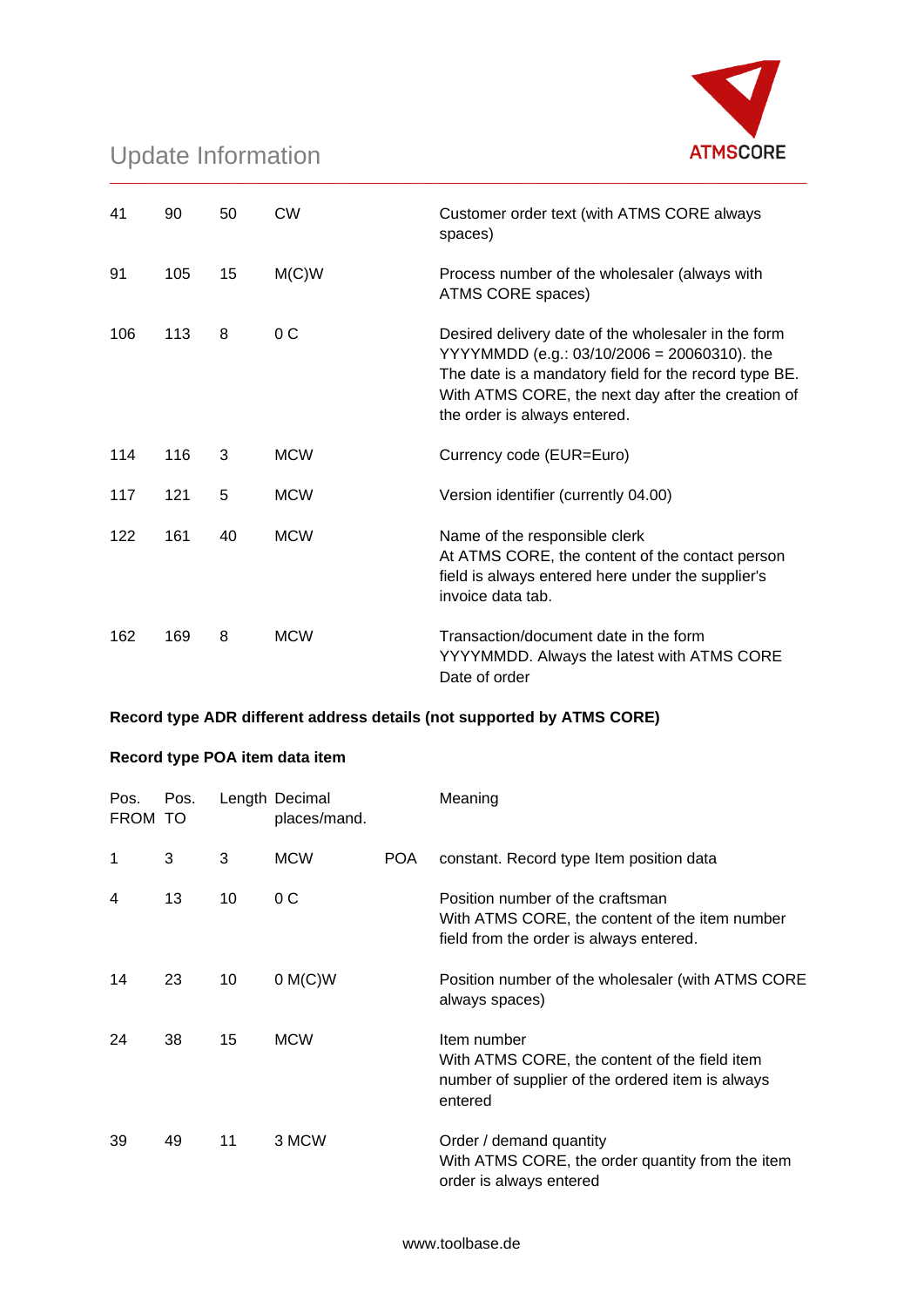| | | | | | |
|---|---|---|---|---|---|
| 41 | 90 | 50 | CW | | Customer order text (with ATMS CORE always spaces) |
| 91 | 105 | 15 | M(C)W | | Process number of the wholesaler (always with ATMS CORE spaces) |
| 106 | 113 | 8 | 0 C | | Desired delivery date of the wholesaler in the form YYYYMMDD (e.g.: 03/10/2006 = 20060310). the The date is a mandatory field for the record type BE. With ATMS CORE, the next day after the creation of the order is always entered. |
| 114 | 116 | 3 | MCW | | Currency code (EUR=Euro) |
| 117 | 121 | 5 | MCW | | Version identifier (currently 04.00) |
| 122 | 161 | 40 | MCW | | Name of the responsible clerk<br>At ATMS CORE, the content of the contact person field is always entered here under the supplier's invoice data tab. |
| 162 | 169 | 8 | MCW | | Transaction/document date in the form YYYYMMDD. Always the latest with ATMS CORE Date of order |

**Record type ADR different address details (not supported by ATMS CORE)**

**Record type POA item data item**

| Pos. FROM | Pos. TO | Length | Decimal places/mand. | | Meaning |
|---|---|---|---|---|---|
| 1 | 3 | 3 | MCW | POA | constant. Record type Item position data |
| 4 | 13 | 10 | 0 C | | Position number of the craftsman<br>With ATMS CORE, the content of the item number field from the order is always entered. |
| 14 | 23 | 10 | 0 M(C)W | | Position number of the wholesaler (with ATMS CORE always spaces) |
| 24 | 38 | 15 | MCW | | Item number<br>With ATMS CORE, the content of the field item number of supplier of the ordered item is always entered |
| 39 | 49 | 11 | 3 MCW | | Order / demand quantity<br>With ATMS CORE, the order quantity from the item order is always entered |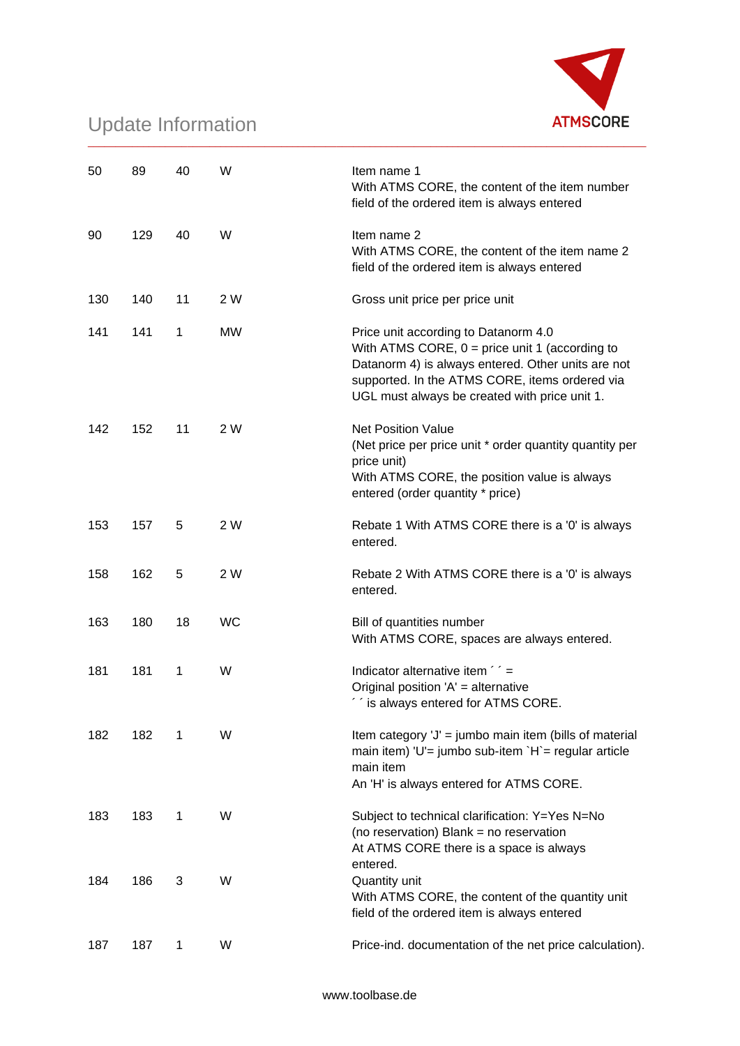| | | | | |
|---|---|---|---|---|
| 50 | 89 | 40 | W | Item name 1<br>With ATMS CORE, the content of the item number field of the ordered item is always entered |
| 90 | 129 | 40 | W | Item name 2<br>With ATMS CORE, the content of the item name 2 field of the ordered item is always entered |
| 130 | 140 | 11 | 2 W | Gross unit price per price unit |
| 141 | 141 | 1 | MW | Price unit according to Datanorm 4.0<br>With ATMS CORE, 0 = price unit 1 (according to Datanorm 4) is always entered. Other units are not supported. In the ATMS CORE, items ordered via UGL must always be created with price unit 1. |
| 142 | 152 | 11 | 2 W | Net Position Value<br>(Net price per price unit * order quantity quantity per price unit)<br>With ATMS CORE, the position value is always entered (order quantity * price) |
| 153 | 157 | 5 | 2 W | Rebate 1 With ATMS CORE there is a '0' is always entered. |
| 158 | 162 | 5 | 2 W | Rebate 2 With ATMS CORE there is a '0' is always entered. |
| 163 | 180 | 18 | WC | Bill of quantities number<br>With ATMS CORE, spaces are always entered. |
| 181 | 181 | 1 | W | Indicator alternative item ´ ´ =<br>Original position 'A' = alternative<br>´ ´ is always entered for ATMS CORE. |
| 182 | 182 | 1 | W | Item category 'J' = jumbo main item (bills of material main item) 'U'= jumbo sub-item `H`= regular article main item<br>An 'H' is always entered for ATMS CORE. |
| 183 | 183 | 1 | W | Subject to technical clarification: Y=Yes N=No (no reservation) Blank = no reservation<br>At ATMS CORE there is a space is always entered. |
| 184 | 186 | 3 | W | Quantity unit<br>With ATMS CORE, the content of the quantity unit field of the ordered item is always entered |
| 187 | 187 | 1 | W | Price-ind. documentation of the net price calculation). |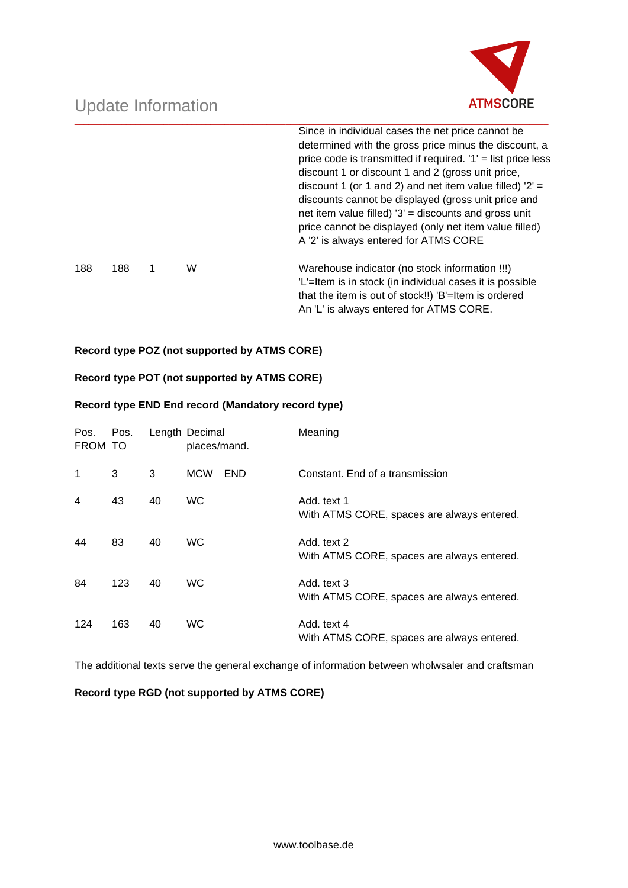| | | | | Since in individual cases the net price cannot be determined with the gross price minus the discount, a price code is transmitted if required. '1' = list price less discount 1 or discount 1 and 2 (gross unit price, discount 1 (or 1 and 2) and net item value filled) '2' = discounts cannot be displayed (gross unit price and net item value filled) '3' = discounts and gross unit price cannot be displayed (only net item value filled) A '2' is always entered for ATMS CORE |
|---|---|---|---|---|
| 188 | 188 | 1 | W | Warehouse indicator (no stock information !!!) 'L'=Item is in stock (in individual cases it is possible that the item is out of stock!!) 'B'=Item is ordered An 'L' is always entered for ATMS CORE. |

**Record type POZ (not supported by ATMS CORE)**

**Record type POT (not supported by ATMS CORE)**

**Record type END End record (Mandatory record type)**

| Pos. FROM | Pos. TO | Length | Decimal places/mand. | | Meaning |
|---|---|---|---|---|---|
| 1 | 3 | 3 | MCW | END | Constant. End of a transmission |
| 4 | 43 | 40 | WC | | Add. text 1<br>With ATMS CORE, spaces are always entered. |
| 44 | 83 | 40 | WC | | Add. text 2<br>With ATMS CORE, spaces are always entered. |
| 84 | 123 | 40 | WC | | Add. text 3<br>With ATMS CORE, spaces are always entered. |
| 124 | 163 | 40 | WC | | Add. text 4<br>With ATMS CORE, spaces are always entered. |

The additional texts serve the general exchange of information between wholwsaler and craftsman

**Record type RGD (not supported by ATMS CORE)**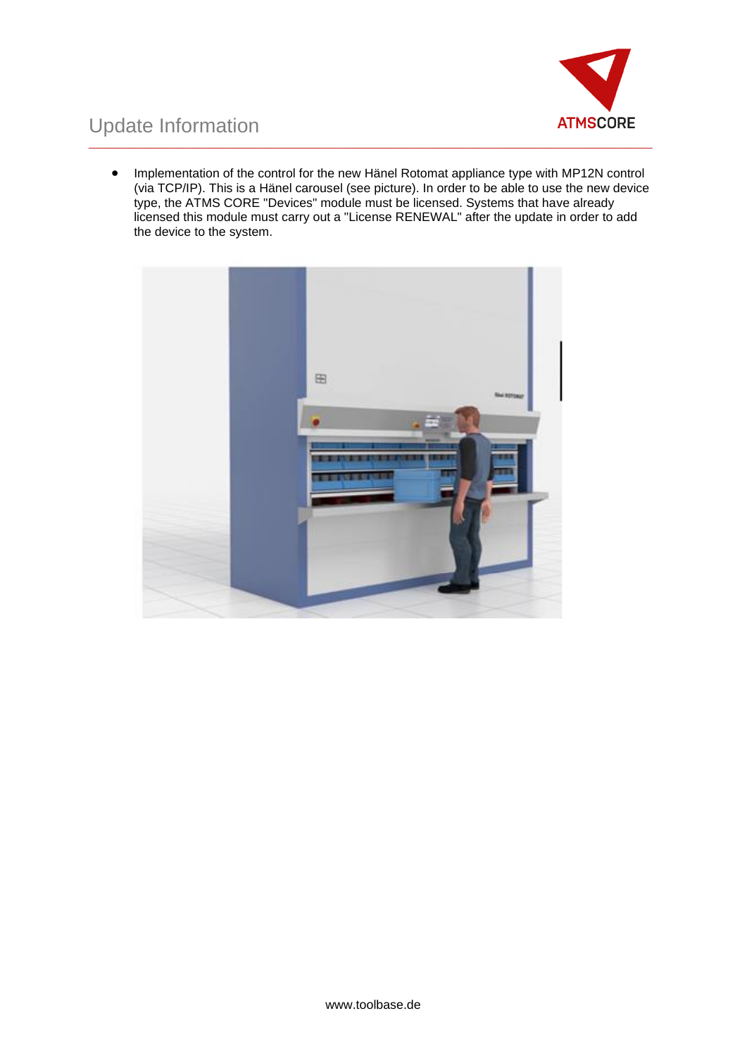- Implementation of the control for the new Hänel Rotomat appliance type with MP12N control (via TCP/IP). This is a Hänel carousel (see picture). In order to be able to use the new device type, the ATMS CORE "Devices" module must be licensed. Systems that have already licensed this module must carry out a "License RENEWAL" after the update in order to add the device to the system.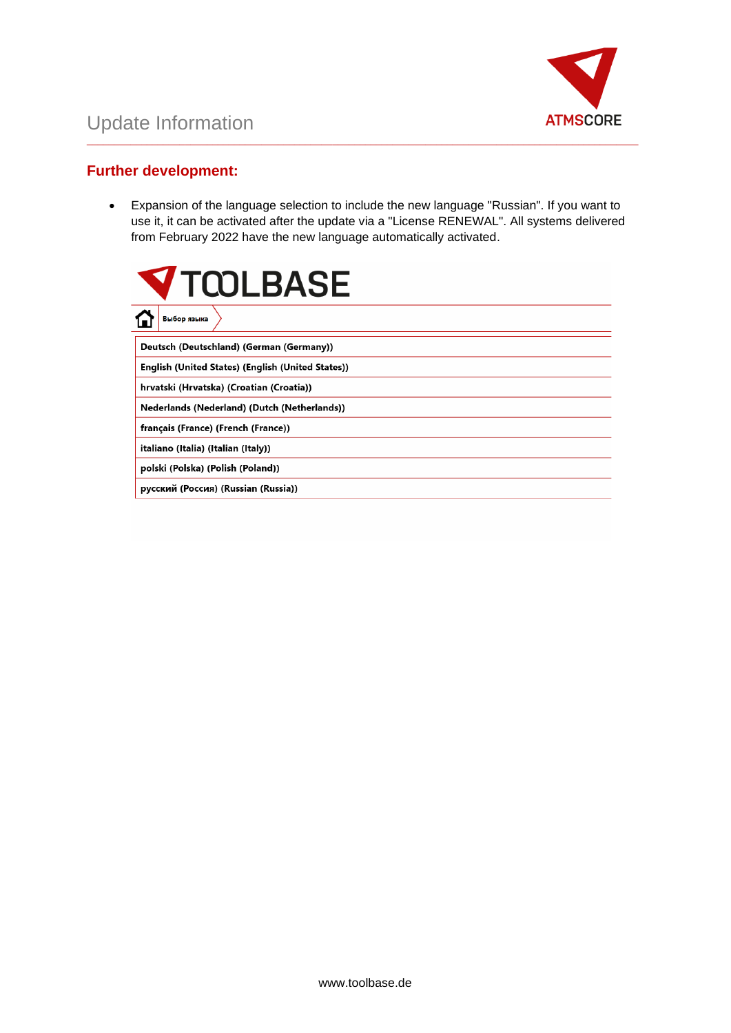## Further development:

- Expansion of the language selection to include the new language "Russian". If you want to use it, it can be activated after the update via a "License RENEWAL". All systems delivered from February 2022 have the new language automatically activated.

TOOLBASE

Выбор языка

- Deutsch (Deutschland) (German (Germany))
- English (United States) (English (United States))
- hrvatski (Hrvatska) (Croatian (Croatia))
- Nederlands (Nederland) (Dutch (Netherlands))
- français (France) (French (France))
- italiano (Italia) (Italian (Italy))
- polski (Polska) (Polish (Poland))
- русский (Россия) (Russian (Russia))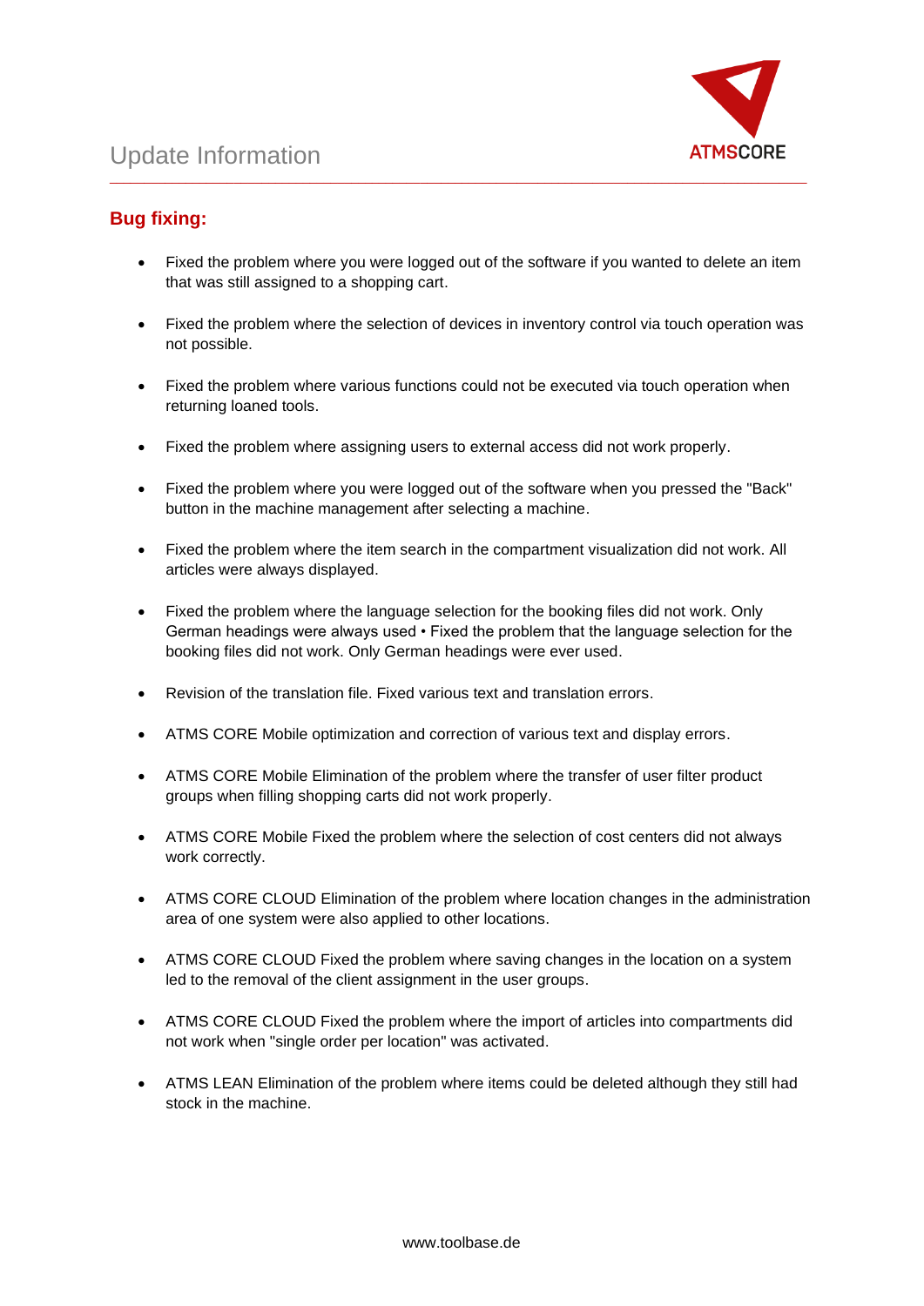## Bug fixing:

- Fixed the problem where you were logged out of the software if you wanted to delete an item that was still assigned to a shopping cart.
- Fixed the problem where the selection of devices in inventory control via touch operation was not possible.
- Fixed the problem where various functions could not be executed via touch operation when returning loaned tools.
- Fixed the problem where assigning users to external access did not work properly.
- Fixed the problem where you were logged out of the software when you pressed the "Back" button in the machine management after selecting a machine.
- Fixed the problem where the item search in the compartment visualization did not work. All articles were always displayed.
- Fixed the problem where the language selection for the booking files did not work. Only German headings were always used • Fixed the problem that the language selection for the booking files did not work. Only German headings were ever used.
- Revision of the translation file. Fixed various text and translation errors.
- ATMS CORE Mobile optimization and correction of various text and display errors.
- ATMS CORE Mobile Elimination of the problem where the transfer of user filter product groups when filling shopping carts did not work properly.
- ATMS CORE Mobile Fixed the problem where the selection of cost centers did not always work correctly.
- ATMS CORE CLOUD Elimination of the problem where location changes in the administration area of one system were also applied to other locations.
- ATMS CORE CLOUD Fixed the problem where saving changes in the location on a system led to the removal of the client assignment in the user groups.
- ATMS CORE CLOUD Fixed the problem where the import of articles into compartments did not work when "single order per location" was activated.
- ATMS LEAN Elimination of the problem where items could be deleted although they still had stock in the machine.